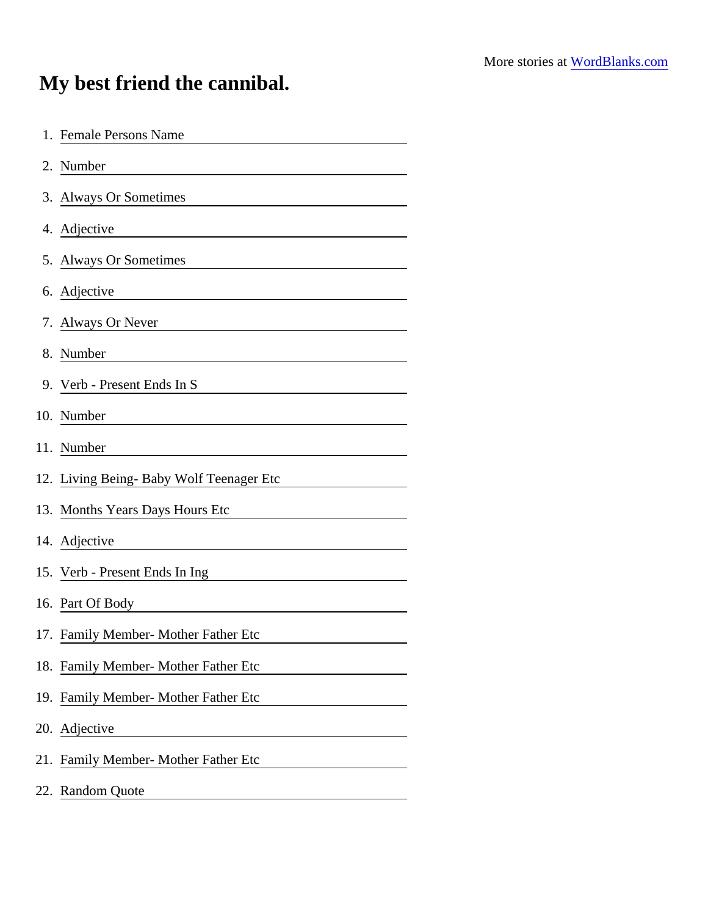More stories at WordBlanks.com

# My best friend the cannibal.

1. Female Persons Name
2. Number
3. Always Or Sometimes
4. Adjective
5. Always Or Sometimes
6. Adjective
7. Always Or Never
8. Number
9. Verb - Present Ends In S
10. Number
11. Number
12. Living Being- Baby Wolf Teenager Etc
13. Months Years Days Hours Etc
14. Adjective
15. Verb - Present Ends In Ing
16. Part Of Body
17. Family Member- Mother Father Etc
18. Family Member- Mother Father Etc
19. Family Member- Mother Father Etc
20. Adjective
21. Family Member- Mother Father Etc
22. Random Quote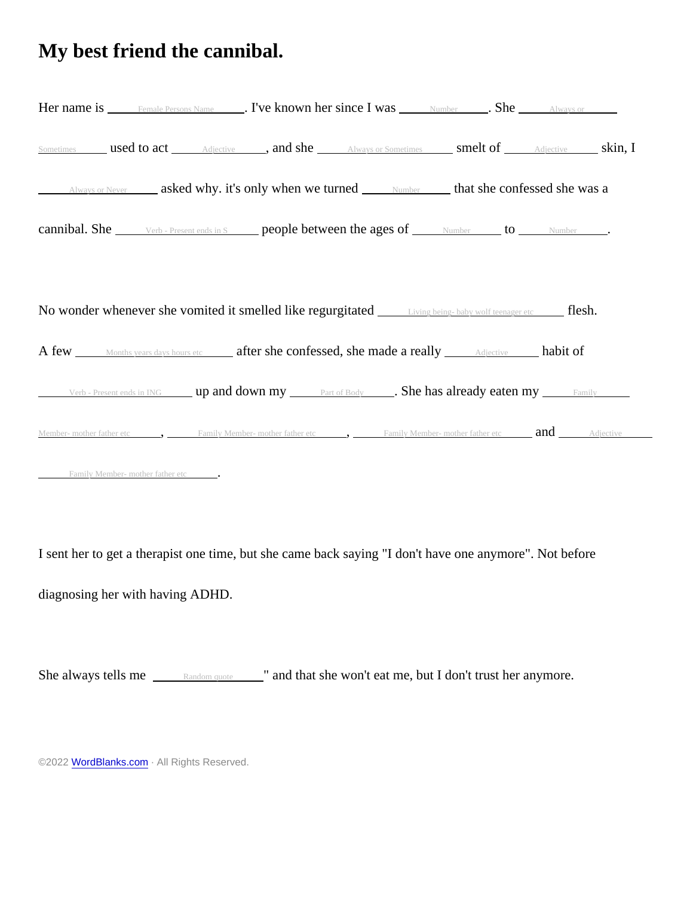# My best friend the cannibal.

Her name is \_\_\_Female Persons Name\_\_\_. I've known her since I was \_\_\_Number\_\_\_. She \_\_\_Always or Sometimes\_\_\_ used to act \_\_\_Adjective\_\_\_, and she \_\_\_Always or Sometimes\_\_\_ smelt of \_\_\_Adjective\_\_\_ skin, I \_\_\_Always or Never\_\_\_ asked why. it's only when we turned \_\_\_Number\_\_\_ that she confessed she was a cannibal. She \_\_\_Verb - Present ends in S\_\_\_ people between the ages of \_\_\_Number\_\_\_ to \_\_\_Number\_\_\_.

No wonder whenever she vomited it smelled like regurgitated \_\_\_Living being- baby wolf teenager etc\_\_\_ flesh. A few \_\_\_Months years days hours etc\_\_\_ after she confessed, she made a really \_\_\_Adjective\_\_\_ habit of \_\_\_Verb - Present ends in ING\_\_\_ up and down my \_\_\_Part of Body\_\_\_. She has already eaten my \_\_\_Family Member- mother father etc\_\_\_, \_\_\_Family Member- mother father etc\_\_\_, \_\_\_Family Member- mother father etc\_\_\_ and \_\_\_Adjective\_\_\_ \_\_\_Family Member- mother father etc\_\_\_.

I sent her to get a therapist one time, but she came back saying "I don't have one anymore". Not before diagnosing her with having ADHD.

She always tells me \_\_\_Random quote\_\_\_" and that she won't eat me, but I don't trust her anymore.

©2022 WordBlanks.com · All Rights Reserved.